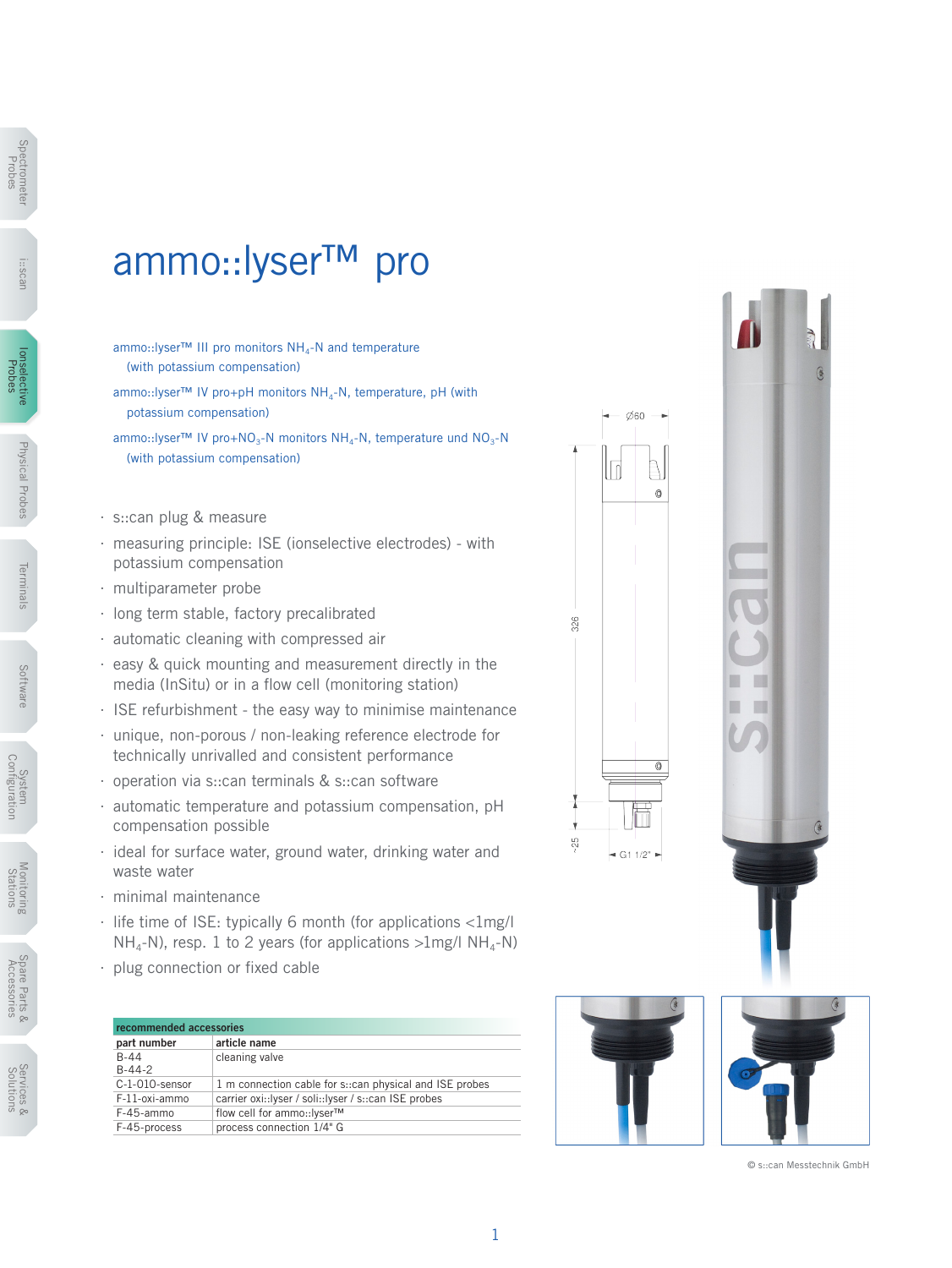# ammo::lyser™ pro

ammo::lyser™ III pro monitors $NH_4$-N and temperature (with potassium compensation)

ammo::lyser™ IV pro+pH monitors $NH_4$-N, temperature, pH (with potassium compensation)

ammo::lyser™ IV pro+$NO_3$-N monitors $NH_4$-N, temperature und $NO_3$-N (with potassium compensation)

- s::can plug & measure
- measuring principle: ISE (ionselective electrodes) - with potassium compensation
- multiparameter probe
- long term stable, factory precalibrated
- automatic cleaning with compressed air
- easy & quick mounting and measurement directly in the media (InSitu) or in a flow cell (monitoring station)
- ISE refurbishment - the easy way to minimise maintenance
- unique, non-porous / non-leaking reference electrode for technically unrivalled and consistent performance
- operation via s::can terminals & s::can software
- automatic temperature and potassium compensation, pH compensation possible
- ideal for surface water, ground water, drinking water and waste water
- minimal maintenance
- life time of ISE: typically 6 month (for applications <1mg/l $NH_4$-N), resp. 1 to 2 years (for applications >1mg/l $NH_4$-N)
- plug connection or fixed cable

**recommended accessories**

| part number | article name |
|---|---|
| B-44<br>B-44-2 | cleaning valve |
| C-1-010-sensor | 1 m connection cable for s::can physical and ISE probes |
| F-11-oxi-ammo | carrier oxi::lyser / soli::lyser / s::can ISE probes |
| F-45-ammo | flow cell for ammo::lyser™ |
| F-45-process | process connection 1/4" G |

Ø60

326

~25

G1 1/2"

© s::can Messtechnik GmbH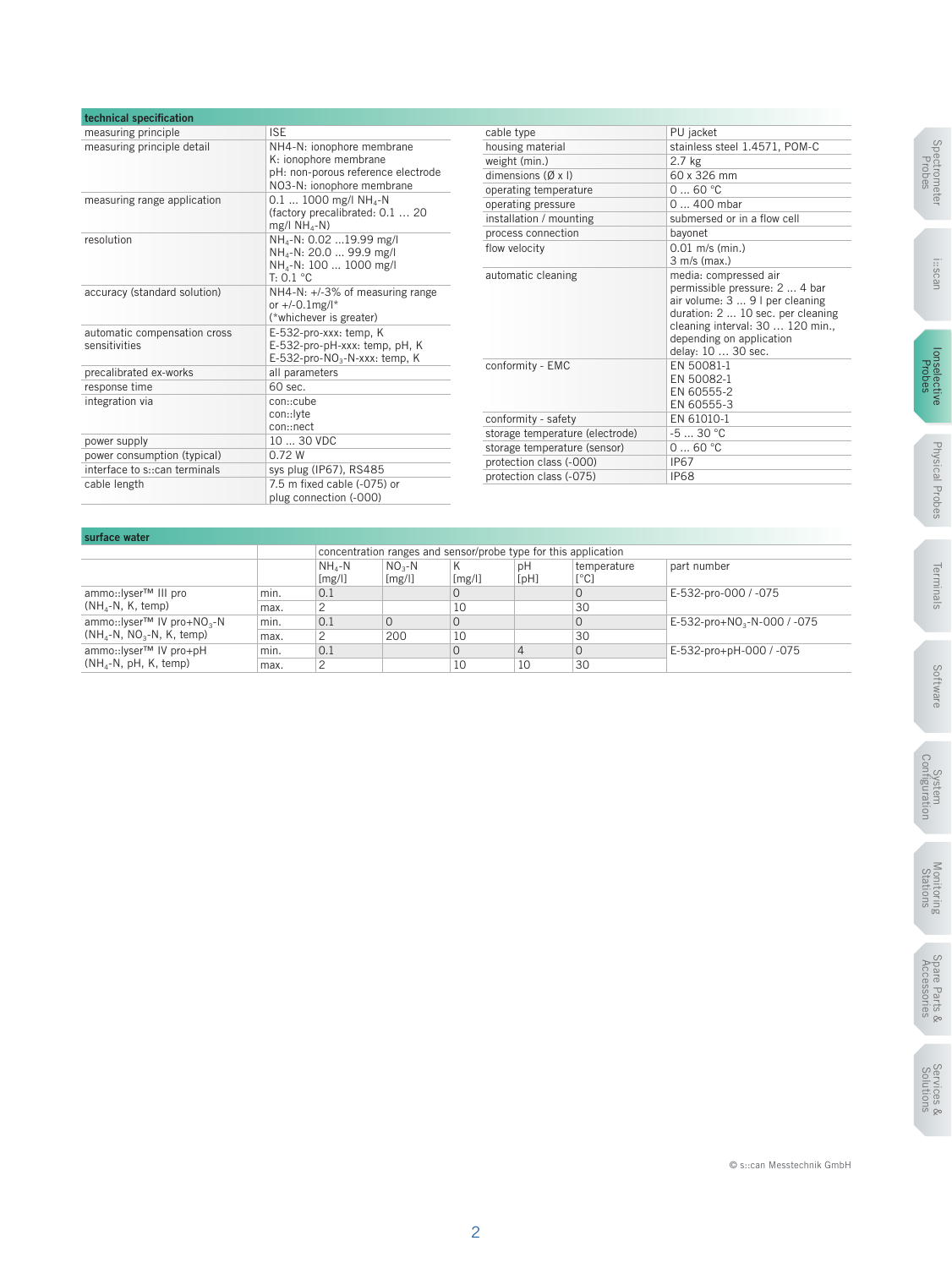## technical specification

| | |
|---|---|
| measuring principle | ISE |
| measuring principle detail | NH4-N: ionophore membrane<br>K: ionophore membrane<br>pH: non-porous reference electrode<br>NO3-N: ionophore membrane |
| measuring range application | 0.1 ... 1000 mg/l $NH_4$-N<br>(factory precalibrated: 0.1 ... 20 mg/l $NH_4$-N) |
| resolution | $NH_4$-N: 0.02 ...19.99 mg/l<br>$NH_4$-N: 20.0 ... 99.9 mg/l<br>$NH_4$-N: 100 ... 1000 mg/l<br>T: 0.1 °C |
| accuracy (standard solution) | NH4-N: +/-3% of measuring range or +/-0.1mg/l*<br>(*whichever is greater) |
| automatic compensation cross sensitivities | E-532-pro-xxx: temp, K<br>E-532-pro-pH-xxx: temp, pH, K<br>E-532-pro-$NO_3$-N-xxx: temp, K |
| precalibrated ex-works | all parameters |
| response time | 60 sec. |
| integration via | con::cube<br>con::lyte<br>con::nect |
| power supply | 10 ... 30 VDC |
| power consumption (typical) | 0.72 W |
| interface to s::can terminals | sys plug (IP67), RS485 |
| cable length | 7.5 m fixed cable (-075) or plug connection (-000) |
| cable type | PU jacket |
| housing material | stainless steel 1.4571, POM-C |
| weight (min.) | 2.7 kg |
| dimensions (Ø x l) | 60 x 326 mm |
| operating temperature | 0 ... 60 °C |
| operating pressure | 0 ... 400 mbar |
| installation / mounting | submersed or in a flow cell |
| process connection | bayonet |
| flow velocity | 0.01 m/s (min.)<br>3 m/s (max.) |
| automatic cleaning | media: compressed air<br>permissible pressure: 2 ... 4 bar<br>air volume: 3 ... 9 l per cleaning<br>duration: 2 ... 10 sec. per cleaning<br>cleaning interval: 30 ... 120 min., depending on application<br>delay: 10 ... 30 sec. |
| conformity - EMC | EN 50081-1<br>EN 50082-1<br>EN 60555-2<br>EN 60555-3 |
| conformity - safety | EN 61010-1 |
| storage temperature (electrode) | -5 ... 30 °C |
| storage temperature (sensor) | 0 ... 60 °C |
| protection class (-000) | IP67 |
| protection class (-075) | IP68 |

## surface water

| | | concentration ranges and sensor/probe type for this application | | | | | |
|---|---|---|---|---|---|---|---|
| | | $NH_4$-N [mg/l] | $NO_3$-N [mg/l] | K [mg/l] | pH [pH] | temperature [°C] | part number |
| ammo::lyser™ III pro ($NH_4$-N, K, temp) | min. | 0.1 | | 0 | | 0 | E-532-pro-000 / -075 |
| | max. | 2 | | 10 | | 30 | |
| ammo::lyser™ IV pro+$NO_3$-N ($NH_4$-N, $NO_3$-N, K, temp) | min. | 0.1 | 0 | 0 | | 0 | E-532-pro+$NO_3$-N-000 / -075 |
| | max. | 2 | 200 | 10 | | 30 | |
| ammo::lyser™ IV pro+pH ($NH_4$-N, pH, K, temp) | min. | 0.1 | | 0 | 4 | 0 | E-532-pro+pH-000 / -075 |
| | max. | 2 | | 10 | 10 | 30 | |

© s::can Messtechnik GmbH